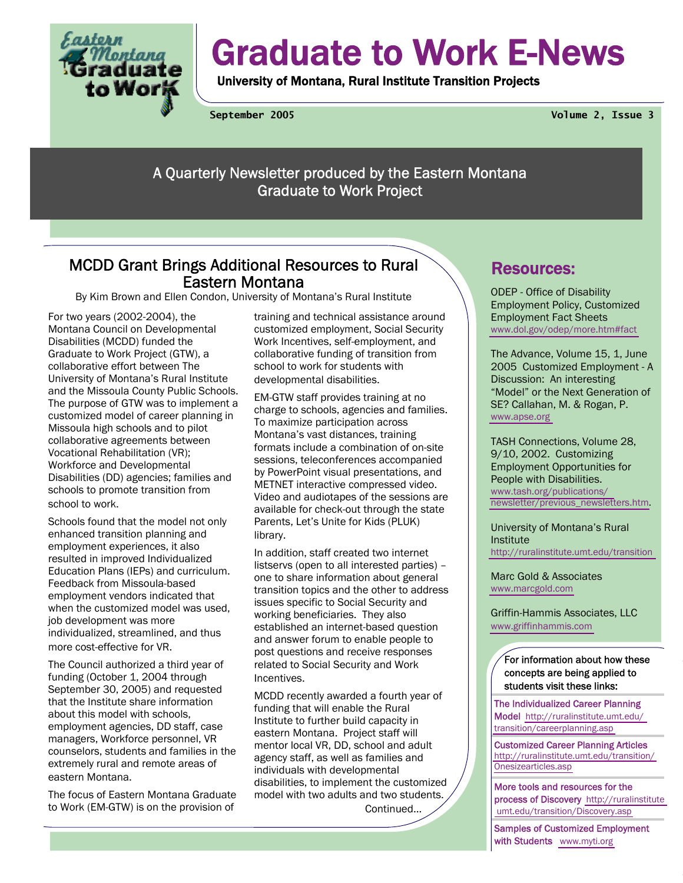# Graduate to Work E-News

**University of Montana, Rural Institute Transition Projects**

**September 2005** — **Volume 2, Issue 3**

A Quarterly Newsletter produced by the Eastern Montana Graduate to Work Project

## MCDD Grant Brings Additional Resources to Rural Eastern Montana

By Kim Brown and Ellen Condon, University of Montana's Rural Institute

For two years (2002-2004), the Montana Council on Developmental Disabilities (MCDD) funded the Graduate to Work Project (GTW), a collaborative effort between The University of Montana's Rural Institute and the Missoula County Public Schools. The purpose of GTW was to implement a customized model of career planning in Missoula high schools and to pilot collaborative agreements between Vocational Rehabilitation (VR); Workforce and Developmental Disabilities (DD) agencies; families and schools to promote transition from school to work.

Schools found that the model not only enhanced transition planning and employment experiences, it also resulted in improved Individualized Education Plans (IEPs) and curriculum. Feedback from Missoula-based employment vendors indicated that when the customized model was used, job development was more individualized, streamlined, and thus more cost-effective for VR.

The Council authorized a third year of funding (October 1, 2004 through September 30, 2005) and requested that the Institute share information about this model with schools, employment agencies, DD staff, case managers, Workforce personnel, VR counselors, students and families in the extremely rural and remote areas of eastern Montana.

The focus of Eastern Montana Graduate to Work (EM-GTW) is on the provision of training and technical assistance around customized employment, Social Security Work Incentives, self-employment, and collaborative funding of transition from school to work for students with developmental disabilities.

EM-GTW staff provides training at no charge to schools, agencies and families. To maximize participation across Montana's vast distances, training formats include a combination of on-site sessions, teleconferences accompanied by PowerPoint visual presentations, and METNET interactive compressed video. Video and audiotapes of the sessions are available for check-out through the state Parents, Let's Unite for Kids (PLUK) library.

In addition, staff created two internet listservs (open to all interested parties) – one to share information about general transition topics and the other to address issues specific to Social Security and working beneficiaries. They also established an internet-based question and answer forum to enable people to post questions and receive responses related to Social Security and Work Incentives.

MCDD recently awarded a fourth year of funding that will enable the Rural Institute to further build capacity in eastern Montana. Project staff will mentor local VR, DD, school and adult agency staff, as well as families and individuals with developmental disabilities, to implement the customized model with two adults and two students.

Continued…

## Resources:

ODEP - Office of Disability Employment Policy, Customized Employment Fact Sheets
www.dol.gov/odep/more.htm#fact

The Advance, Volume 15, 1, June 2005 Customized Employment - A Discussion: An interesting "Model" or the Next Generation of SE? Callahan, M. & Rogan, P.
www.apse.org

TASH Connections, Volume 28, 9/10, 2002. Customizing Employment Opportunities for People with Disabilities.
www.tash.org/publications/newsletter/previous_newsletters.htm.

University of Montana's Rural Institute
http://ruralinstitute.umt.edu/transition

Marc Gold & Associates
www.marcgold.com

Griffin-Hammis Associates, LLC
www.griffinhammis.com

For information about how these concepts are being applied to students visit these links:

**The Individualized Career Planning Model** http://ruralinstitute.umt.edu/transition/careerplanning.asp

**Customized Career Planning Articles** http://ruralinstitute.umt.edu/transition/Onesizearticles.asp

**More tools and resources for the process of Discovery** http://ruralinstitute umt.edu/transition/Discovery.asp

**Samples of Customized Employment with Students** www.myti.org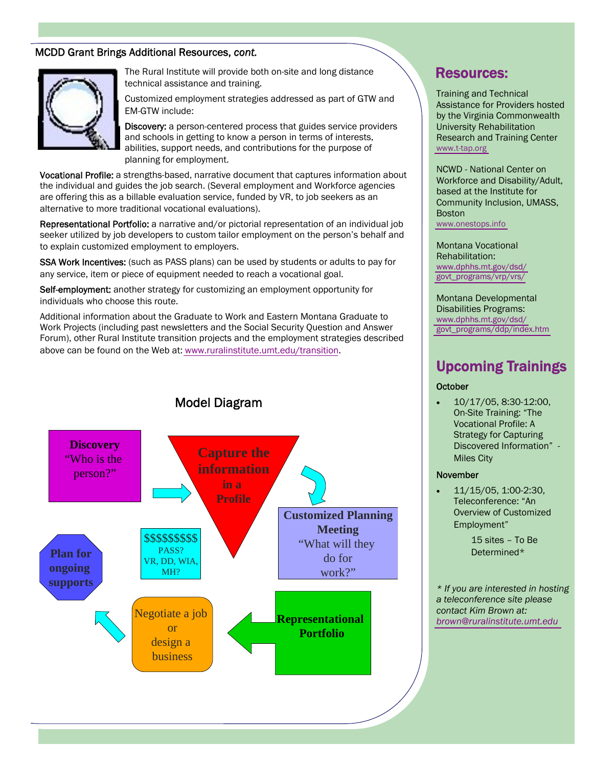### MCDD Grant Brings Additional Resources, *cont.*

The Rural Institute will provide both on-site and long distance technical assistance and training.

Customized employment strategies addressed as part of GTW and EM-GTW include:

**Discovery:** a person-centered process that guides service providers and schools in getting to know a person in terms of interests, abilities, support needs, and contributions for the purpose of planning for employment.

**Vocational Profile:** a strengths-based, narrative document that captures information about the individual and guides the job search. (Several employment and Workforce agencies are offering this as a billable evaluation service, funded by VR, to job seekers as an alternative to more traditional vocational evaluations).

**Representational Portfolio:** a narrative and/or pictorial representation of an individual job seeker utilized by job developers to custom tailor employment on the person's behalf and to explain customized employment to employers.

**SSA Work Incentives:** (such as PASS plans) can be used by students or adults to pay for any service, item or piece of equipment needed to reach a vocational goal.

**Self-employment:** another strategy for customizing an employment opportunity for individuals who choose this route.

Additional information about the Graduate to Work and Eastern Montana Graduate to Work Projects (including past newsletters and the Social Security Question and Answer Forum), other Rural Institute transition projects and the employment strategies described above can be found on the Web at: www.ruralinstitute.umt.edu/transition.

### Model Diagram

**Discovery** "Who is the person?" → **Capture the information in a Profile** → **Customized Planning Meeting** "What will they do for work?" → **Representational Portfolio** → Negotiate a job or design a business → **Plan for ongoing supports**

$$$$$$$$$ PASS? VR, DD, WIA, MH?

## Resources:

Training and Technical Assistance for Providers hosted by the Virginia Commonwealth University Rehabilitation Research and Training Center
www.t-tap.org

NCWD - National Center on Workforce and Disability/Adult, based at the Institute for Community Inclusion, UMASS, Boston
www.onestops.info

Montana Vocational Rehabilitation:
www.dphhs.mt.gov/dsd/govt_programs/vrp/vrs/

Montana Developmental Disabilities Programs:
www.dphhs.mt.gov/dsd/govt_programs/ddp/index.htm

## Upcoming Trainings

**October**

- 10/17/05, 8:30-12:00, On-Site Training: "The Vocational Profile: A Strategy for Capturing Discovered Information" - Miles City

**November**

- 11/15/05, 1:00-2:30, Teleconference: "An Overview of Customized Employment"

  15 sites – To Be Determined*

*\* If you are interested in hosting a teleconference site please contact Kim Brown at: brown@ruralinstitute.umt.edu*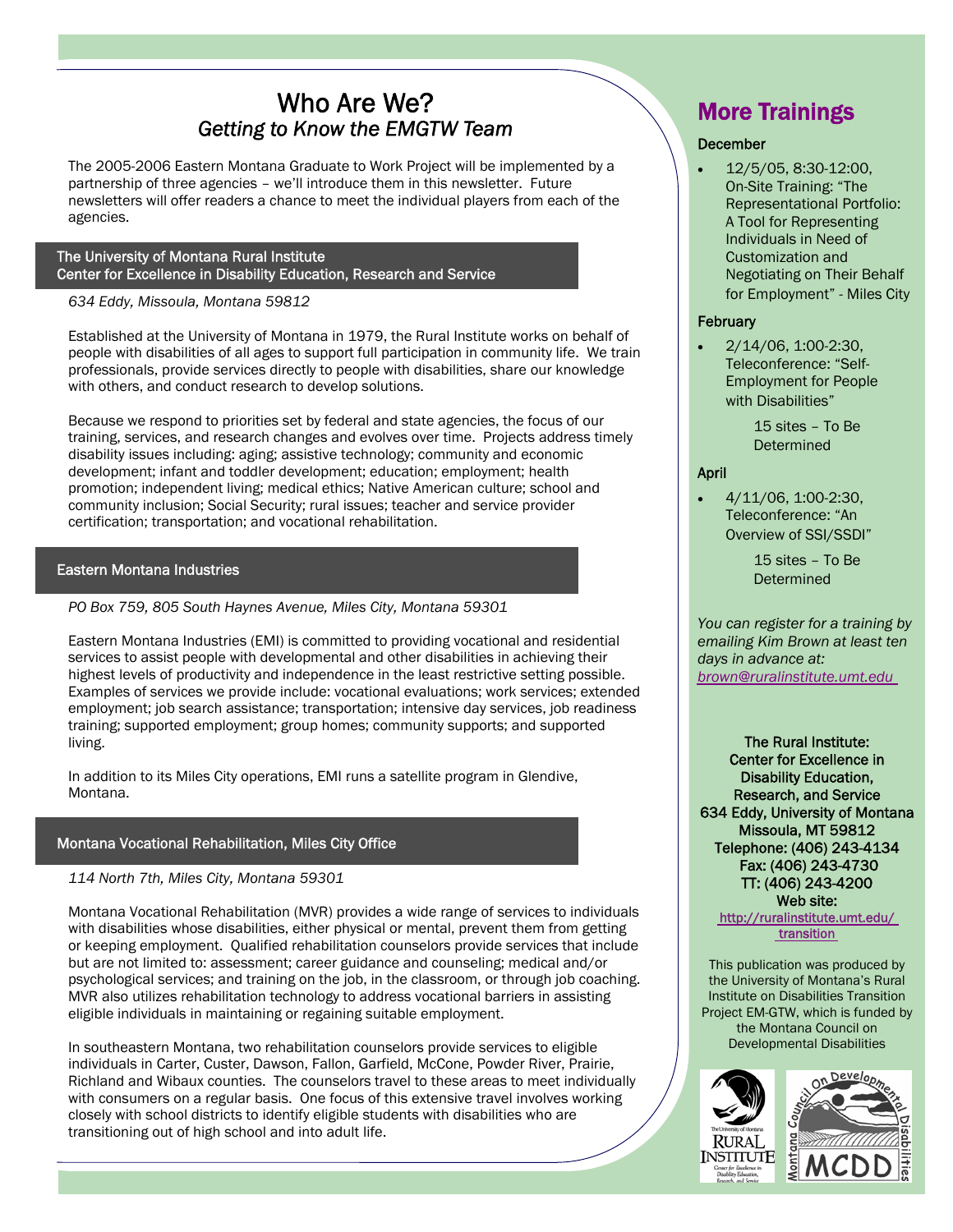# Who Are We?
## *Getting to Know the EMGTW Team*

The 2005-2006 Eastern Montana Graduate to Work Project will be implemented by a partnership of three agencies – we'll introduce them in this newsletter. Future newsletters will offer readers a chance to meet the individual players from each of the agencies.

### The University of Montana Rural Institute
### Center for Excellence in Disability Education, Research and Service

*634 Eddy, Missoula, Montana 59812*

Established at the University of Montana in 1979, the Rural Institute works on behalf of people with disabilities of all ages to support full participation in community life. We train professionals, provide services directly to people with disabilities, share our knowledge with others, and conduct research to develop solutions.

Because we respond to priorities set by federal and state agencies, the focus of our training, services, and research changes and evolves over time. Projects address timely disability issues including: aging; assistive technology; community and economic development; infant and toddler development; education; employment; health promotion; independent living; medical ethics; Native American culture; school and community inclusion; Social Security; rural issues; teacher and service provider certification; transportation; and vocational rehabilitation.

### Eastern Montana Industries

*PO Box 759, 805 South Haynes Avenue, Miles City, Montana 59301*

Eastern Montana Industries (EMI) is committed to providing vocational and residential services to assist people with developmental and other disabilities in achieving their highest levels of productivity and independence in the least restrictive setting possible. Examples of services we provide include: vocational evaluations; work services; extended employment; job search assistance; transportation; intensive day services, job readiness training; supported employment; group homes; community supports; and supported living.

In addition to its Miles City operations, EMI runs a satellite program in Glendive, Montana.

### Montana Vocational Rehabilitation, Miles City Office

*114 North 7th, Miles City, Montana 59301*

Montana Vocational Rehabilitation (MVR) provides a wide range of services to individuals with disabilities whose disabilities, either physical or mental, prevent them from getting or keeping employment. Qualified rehabilitation counselors provide services that include but are not limited to: assessment; career guidance and counseling; medical and/or psychological services; and training on the job, in the classroom, or through job coaching. MVR also utilizes rehabilitation technology to address vocational barriers in assisting eligible individuals in maintaining or regaining suitable employment.

In southeastern Montana, two rehabilitation counselors provide services to eligible individuals in Carter, Custer, Dawson, Fallon, Garfield, McCone, Powder River, Prairie, Richland and Wibaux counties. The counselors travel to these areas to meet individually with consumers on a regular basis. One focus of this extensive travel involves working closely with school districts to identify eligible students with disabilities who are transitioning out of high school and into adult life.

## More Trainings

**December**

- 12/5/05, 8:30-12:00, On-Site Training: "The Representational Portfolio: A Tool for Representing Individuals in Need of Customization and Negotiating on Their Behalf for Employment" - Miles City

**February**

- 2/14/06, 1:00-2:30, Teleconference: "Self-Employment for People with Disabilities"

  15 sites – To Be Determined

**April**

- 4/11/06, 1:00-2:30, Teleconference: "An Overview of SSI/SSDI"

  15 sites – To Be Determined

*You can register for a training by emailing Kim Brown at least ten days in advance at: brown@ruralinstitute.umt.edu*

**The Rural Institute: Center for Excellence in Disability Education, Research, and Service**
**634 Eddy, University of Montana**
**Missoula, MT 59812**
**Telephone: (406) 243-4134**
**Fax: (406) 243-4730**
**TT: (406) 243-4200**
**Web site:**
http://ruralinstitute.umt.edu/transition

This publication was produced by the University of Montana's Rural Institute on Disabilities Transition Project EM-GTW, which is funded by the Montana Council on Developmental Disabilities